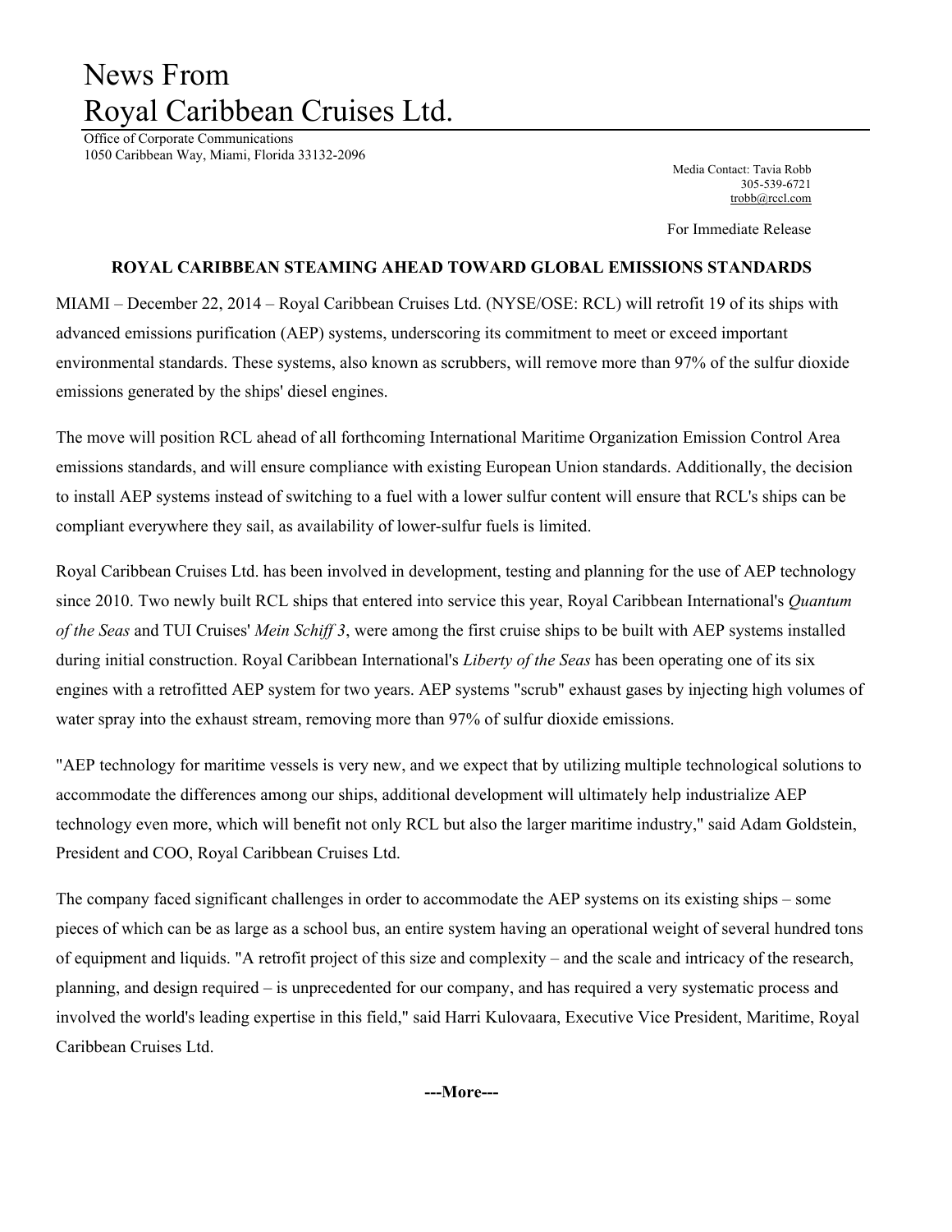# News From
# Royal Caribbean Cruises Ltd.

Office of Corporate Communications
1050 Caribbean Way, Miami, Florida 33132-2096

Media Contact: Tavia Robb
305-539-6721
trobb@rccl.com

For Immediate Release

**ROYAL CARIBBEAN STEAMING AHEAD TOWARD GLOBAL EMISSIONS STANDARDS**

MIAMI – December 22, 2014 – Royal Caribbean Cruises Ltd. (NYSE/OSE: RCL) will retrofit 19 of its ships with advanced emissions purification (AEP) systems, underscoring its commitment to meet or exceed important environmental standards. These systems, also known as scrubbers, will remove more than 97% of the sulfur dioxide emissions generated by the ships' diesel engines.

The move will position RCL ahead of all forthcoming International Maritime Organization Emission Control Area emissions standards, and will ensure compliance with existing European Union standards. Additionally, the decision to install AEP systems instead of switching to a fuel with a lower sulfur content will ensure that RCL's ships can be compliant everywhere they sail, as availability of lower-sulfur fuels is limited.

Royal Caribbean Cruises Ltd. has been involved in development, testing and planning for the use of AEP technology since 2010. Two newly built RCL ships that entered into service this year, Royal Caribbean International's *Quantum of the Seas* and TUI Cruises' *Mein Schiff 3*, were among the first cruise ships to be built with AEP systems installed during initial construction. Royal Caribbean International's *Liberty of the Seas* has been operating one of its six engines with a retrofitted AEP system for two years. AEP systems "scrub" exhaust gases by injecting high volumes of water spray into the exhaust stream, removing more than 97% of sulfur dioxide emissions.

"AEP technology for maritime vessels is very new, and we expect that by utilizing multiple technological solutions to accommodate the differences among our ships, additional development will ultimately help industrialize AEP technology even more, which will benefit not only RCL but also the larger maritime industry," said Adam Goldstein, President and COO, Royal Caribbean Cruises Ltd.

The company faced significant challenges in order to accommodate the AEP systems on its existing ships – some pieces of which can be as large as a school bus, an entire system having an operational weight of several hundred tons of equipment and liquids. "A retrofit project of this size and complexity – and the scale and intricacy of the research, planning, and design required – is unprecedented for our company, and has required a very systematic process and involved the world's leading expertise in this field," said Harri Kulovaara, Executive Vice President, Maritime, Royal Caribbean Cruises Ltd.

**---More---**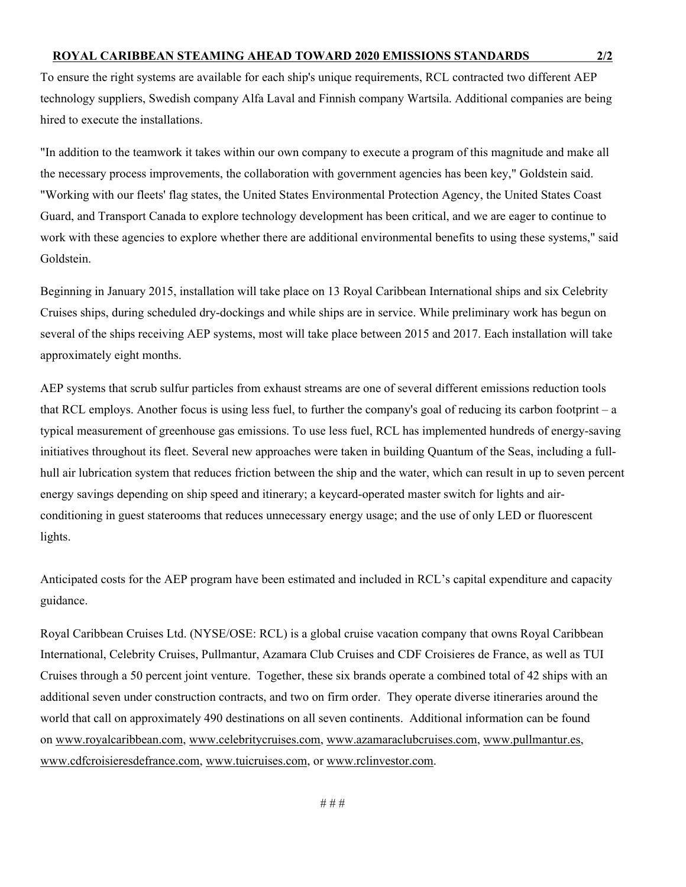To ensure the right systems are available for each ship's unique requirements, RCL contracted two different AEP technology suppliers, Swedish company Alfa Laval and Finnish company Wartsila. Additional companies are being hired to execute the installations.

"In addition to the teamwork it takes within our own company to execute a program of this magnitude and make all the necessary process improvements, the collaboration with government agencies has been key," Goldstein said. "Working with our fleets' flag states, the United States Environmental Protection Agency, the United States Coast Guard, and Transport Canada to explore technology development has been critical, and we are eager to continue to work with these agencies to explore whether there are additional environmental benefits to using these systems," said Goldstein.

Beginning in January 2015, installation will take place on 13 Royal Caribbean International ships and six Celebrity Cruises ships, during scheduled dry-dockings and while ships are in service. While preliminary work has begun on several of the ships receiving AEP systems, most will take place between 2015 and 2017. Each installation will take approximately eight months.

AEP systems that scrub sulfur particles from exhaust streams are one of several different emissions reduction tools that RCL employs. Another focus is using less fuel, to further the company's goal of reducing its carbon footprint – a typical measurement of greenhouse gas emissions. To use less fuel, RCL has implemented hundreds of energy-saving initiatives throughout its fleet. Several new approaches were taken in building Quantum of the Seas, including a full-hull air lubrication system that reduces friction between the ship and the water, which can result in up to seven percent energy savings depending on ship speed and itinerary; a keycard-operated master switch for lights and air-conditioning in guest staterooms that reduces unnecessary energy usage; and the use of only LED or fluorescent lights.

Anticipated costs for the AEP program have been estimated and included in RCL's capital expenditure and capacity guidance.

Royal Caribbean Cruises Ltd. (NYSE/OSE: RCL) is a global cruise vacation company that owns Royal Caribbean International, Celebrity Cruises, Pullmantur, Azamara Club Cruises and CDF Croisieres de France, as well as TUI Cruises through a 50 percent joint venture. Together, these six brands operate a combined total of 42 ships with an additional seven under construction contracts, and two on firm order. They operate diverse itineraries around the world that call on approximately 490 destinations on all seven continents. Additional information can be found on www.royalcaribbean.com, www.celebritycruises.com, www.azamaraclubcruises.com, www.pullmantur.es, www.cdfcroisieresdefrance.com, www.tuicruises.com, or www.rclinvestor.com.

# # #